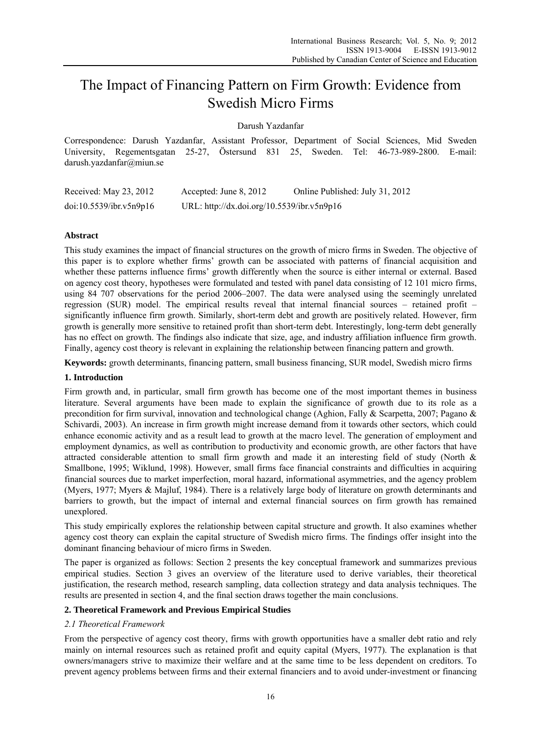# The Impact of Financing Pattern on Firm Growth: Evidence from Swedish Micro Firms

Darush Yazdanfar

Correspondence: Darush Yazdanfar, Assistant Professor, Department of Social Sciences, Mid Sweden University, Regementsgatan 25-27, Östersund 831 25, Sweden. Tel: 46-73-989-2800. E-mail: darush.yazdanfar@miun.se

Received: May 23, 2012  Accepted: June 8, 2012  Online Published: July 31, 2012

doi:10.5539/ibr.v5n9p16  URL: http://dx.doi.org/10.5539/ibr.v5n9p16

## Abstract

This study examines the impact of financial structures on the growth of micro firms in Sweden. The objective of this paper is to explore whether firms' growth can be associated with patterns of financial acquisition and whether these patterns influence firms' growth differently when the source is either internal or external. Based on agency cost theory, hypotheses were formulated and tested with panel data consisting of 12 101 micro firms, using 84 707 observations for the period 2006–2007. The data were analysed using the seemingly unrelated regression (SUR) model. The empirical results reveal that internal financial sources – retained profit – significantly influence firm growth. Similarly, short-term debt and growth are positively related. However, firm growth is generally more sensitive to retained profit than short-term debt. Interestingly, long-term debt generally has no effect on growth. The findings also indicate that size, age, and industry affiliation influence firm growth. Finally, agency cost theory is relevant in explaining the relationship between financing pattern and growth.

**Keywords:** growth determinants, financing pattern, small business financing, SUR model, Swedish micro firms

## 1. Introduction

Firm growth and, in particular, small firm growth has become one of the most important themes in business literature. Several arguments have been made to explain the significance of growth due to its role as a precondition for firm survival, innovation and technological change (Aghion, Fally & Scarpetta, 2007; Pagano & Schivardi, 2003). An increase in firm growth might increase demand from it towards other sectors, which could enhance economic activity and as a result lead to growth at the macro level. The generation of employment and employment dynamics, as well as contribution to productivity and economic growth, are other factors that have attracted considerable attention to small firm growth and made it an interesting field of study (North & Smallbone, 1995; Wiklund, 1998). However, small firms face financial constraints and difficulties in acquiring financial sources due to market imperfection, moral hazard, informational asymmetries, and the agency problem (Myers, 1977; Myers & Majluf, 1984). There is a relatively large body of literature on growth determinants and barriers to growth, but the impact of internal and external financial sources on firm growth has remained unexplored.

This study empirically explores the relationship between capital structure and growth. It also examines whether agency cost theory can explain the capital structure of Swedish micro firms. The findings offer insight into the dominant financing behaviour of micro firms in Sweden.

The paper is organized as follows: Section 2 presents the key conceptual framework and summarizes previous empirical studies. Section 3 gives an overview of the literature used to derive variables, their theoretical justification, the research method, research sampling, data collection strategy and data analysis techniques. The results are presented in section 4, and the final section draws together the main conclusions.

## 2. Theoretical Framework and Previous Empirical Studies

### *2.1 Theoretical Framework*

From the perspective of agency cost theory, firms with growth opportunities have a smaller debt ratio and rely mainly on internal resources such as retained profit and equity capital (Myers, 1977). The explanation is that owners/managers strive to maximize their welfare and at the same time to be less dependent on creditors. To prevent agency problems between firms and their external financiers and to avoid under-investment or financing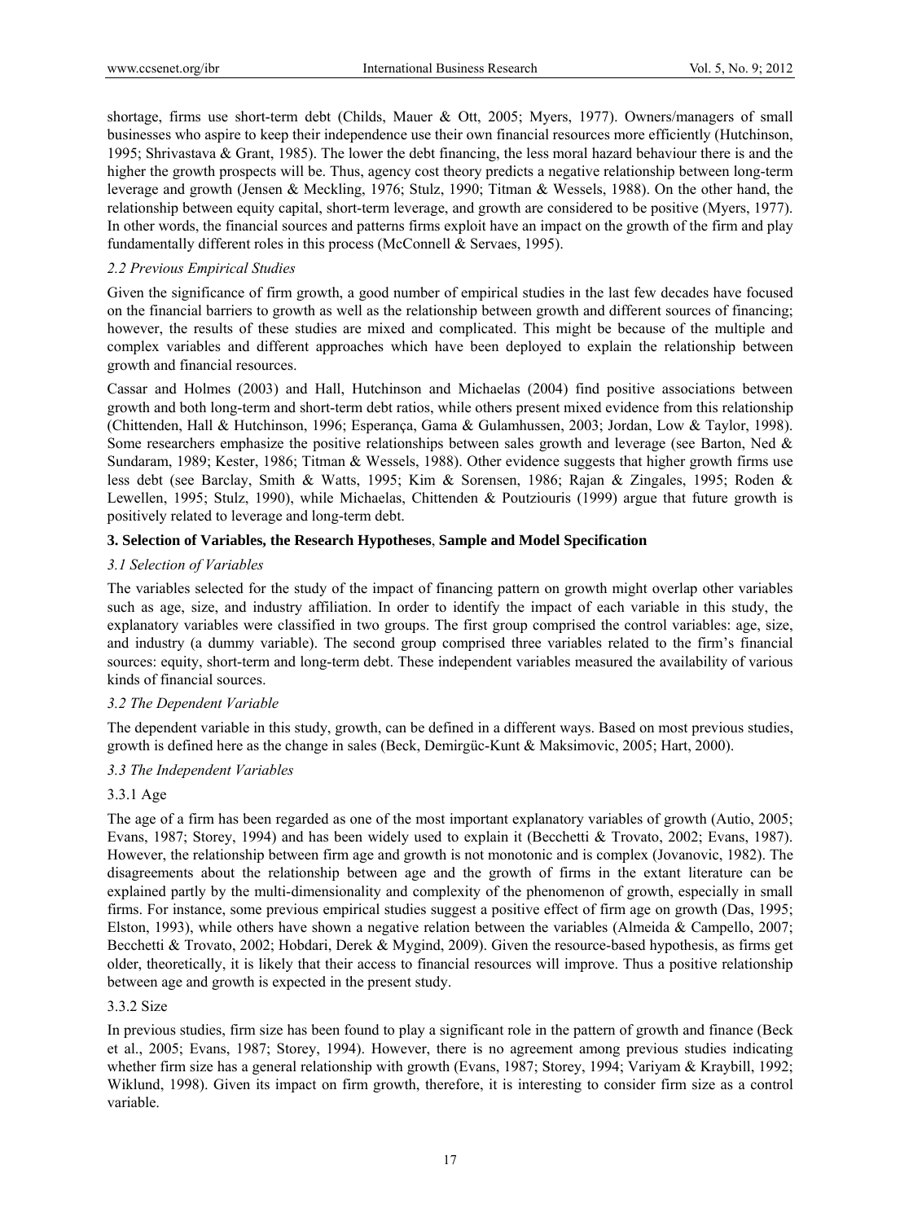shortage, firms use short-term debt (Childs, Mauer & Ott, 2005; Myers, 1977). Owners/managers of small businesses who aspire to keep their independence use their own financial resources more efficiently (Hutchinson, 1995; Shrivastava & Grant, 1985). The lower the debt financing, the less moral hazard behaviour there is and the higher the growth prospects will be. Thus, agency cost theory predicts a negative relationship between long-term leverage and growth (Jensen & Meckling, 1976; Stulz, 1990; Titman & Wessels, 1988). On the other hand, the relationship between equity capital, short-term leverage, and growth are considered to be positive (Myers, 1977). In other words, the financial sources and patterns firms exploit have an impact on the growth of the firm and play fundamentally different roles in this process (McConnell & Servaes, 1995).

### *2.2 Previous Empirical Studies*

Given the significance of firm growth, a good number of empirical studies in the last few decades have focused on the financial barriers to growth as well as the relationship between growth and different sources of financing; however, the results of these studies are mixed and complicated. This might be because of the multiple and complex variables and different approaches which have been deployed to explain the relationship between growth and financial resources.

Cassar and Holmes (2003) and Hall, Hutchinson and Michaelas (2004) find positive associations between growth and both long-term and short-term debt ratios, while others present mixed evidence from this relationship (Chittenden, Hall & Hutchinson, 1996; Esperança, Gama & Gulamhussen, 2003; Jordan, Low & Taylor, 1998). Some researchers emphasize the positive relationships between sales growth and leverage (see Barton, Ned & Sundaram, 1989; Kester, 1986; Titman & Wessels, 1988). Other evidence suggests that higher growth firms use less debt (see Barclay, Smith & Watts, 1995; Kim & Sorensen, 1986; Rajan & Zingales, 1995; Roden & Lewellen, 1995; Stulz, 1990), while Michaelas, Chittenden & Poutziouris (1999) argue that future growth is positively related to leverage and long-term debt.

## **3. Selection of Variables, the Research Hypotheses, Sample and Model Specification**

### *3.1 Selection of Variables*

The variables selected for the study of the impact of financing pattern on growth might overlap other variables such as age, size, and industry affiliation. In order to identify the impact of each variable in this study, the explanatory variables were classified in two groups. The first group comprised the control variables: age, size, and industry (a dummy variable). The second group comprised three variables related to the firm's financial sources: equity, short-term and long-term debt. These independent variables measured the availability of various kinds of financial sources.

### *3.2 The Dependent Variable*

The dependent variable in this study, growth, can be defined in a different ways. Based on most previous studies, growth is defined here as the change in sales (Beck, Demirgüc-Kunt & Maksimovic, 2005; Hart, 2000).

### *3.3 The Independent Variables*

#### 3.3.1 Age

The age of a firm has been regarded as one of the most important explanatory variables of growth (Autio, 2005; Evans, 1987; Storey, 1994) and has been widely used to explain it (Becchetti & Trovato, 2002; Evans, 1987). However, the relationship between firm age and growth is not monotonic and is complex (Jovanovic, 1982). The disagreements about the relationship between age and the growth of firms in the extant literature can be explained partly by the multi-dimensionality and complexity of the phenomenon of growth, especially in small firms. For instance, some previous empirical studies suggest a positive effect of firm age on growth (Das, 1995; Elston, 1993), while others have shown a negative relation between the variables (Almeida & Campello, 2007; Becchetti & Trovato, 2002; Hobdari, Derek & Mygind, 2009). Given the resource-based hypothesis, as firms get older, theoretically, it is likely that their access to financial resources will improve. Thus a positive relationship between age and growth is expected in the present study.

#### 3.3.2 Size

In previous studies, firm size has been found to play a significant role in the pattern of growth and finance (Beck et al., 2005; Evans, 1987; Storey, 1994). However, there is no agreement among previous studies indicating whether firm size has a general relationship with growth (Evans, 1987; Storey, 1994; Variyam & Kraybill, 1992; Wiklund, 1998). Given its impact on firm growth, therefore, it is interesting to consider firm size as a control variable.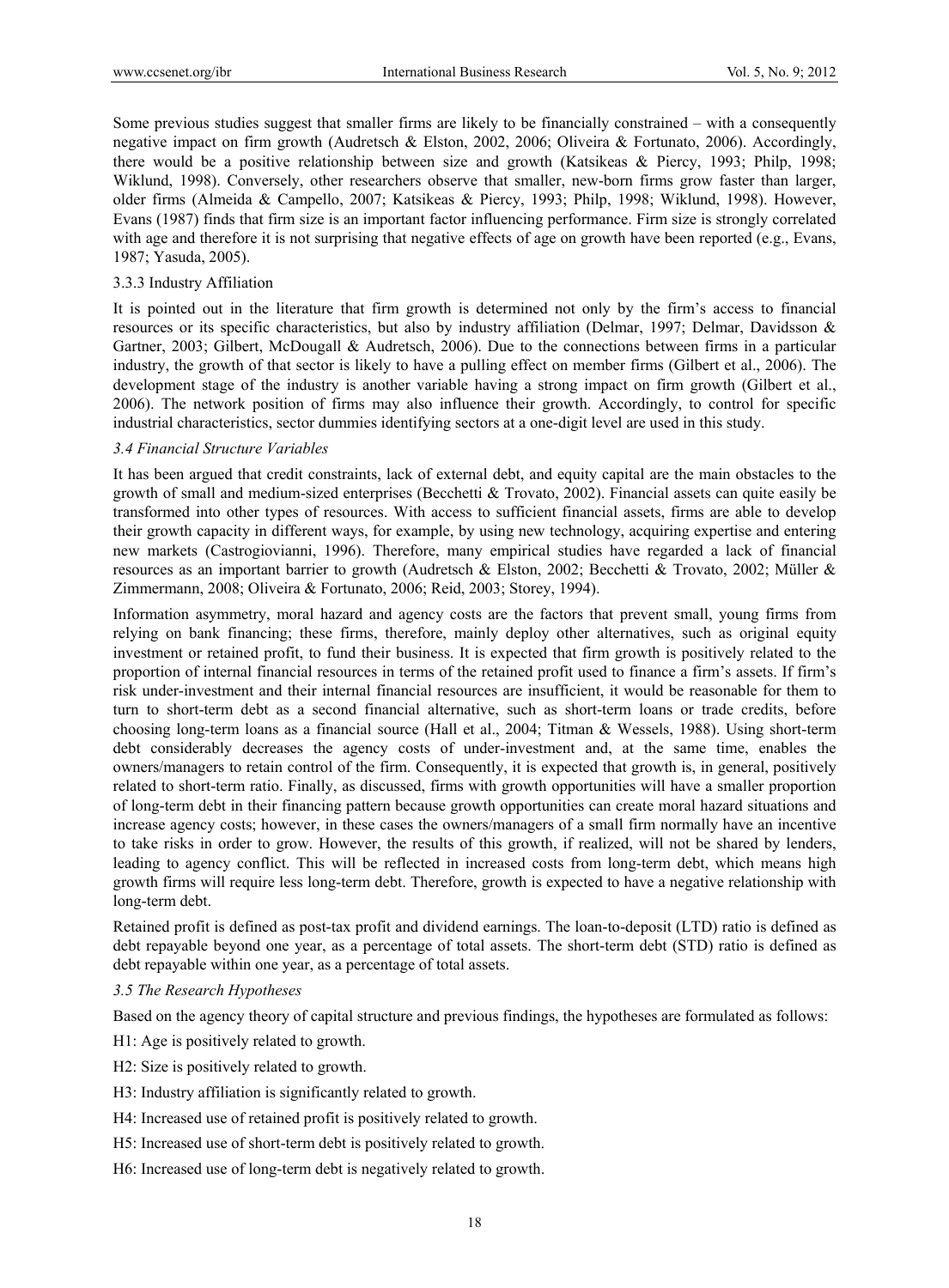Some previous studies suggest that smaller firms are likely to be financially constrained – with a consequently negative impact on firm growth (Audretsch & Elston, 2002, 2006; Oliveira & Fortunato, 2006). Accordingly, there would be a positive relationship between size and growth (Katsikeas & Piercy, 1993; Philp, 1998; Wiklund, 1998). Conversely, other researchers observe that smaller, new-born firms grow faster than larger, older firms (Almeida & Campello, 2007; Katsikeas & Piercy, 1993; Philp, 1998; Wiklund, 1998). However, Evans (1987) finds that firm size is an important factor influencing performance. Firm size is strongly correlated with age and therefore it is not surprising that negative effects of age on growth have been reported (e.g., Evans, 1987; Yasuda, 2005).

#### 3.3.3 Industry Affiliation

It is pointed out in the literature that firm growth is determined not only by the firm's access to financial resources or its specific characteristics, but also by industry affiliation (Delmar, 1997; Delmar, Davidsson & Gartner, 2003; Gilbert, McDougall & Audretsch, 2006). Due to the connections between firms in a particular industry, the growth of that sector is likely to have a pulling effect on member firms (Gilbert et al., 2006). The development stage of the industry is another variable having a strong impact on firm growth (Gilbert et al., 2006). The network position of firms may also influence their growth. Accordingly, to control for specific industrial characteristics, sector dummies identifying sectors at a one-digit level are used in this study.

### *3.4 Financial Structure Variables*

It has been argued that credit constraints, lack of external debt, and equity capital are the main obstacles to the growth of small and medium-sized enterprises (Becchetti & Trovato, 2002). Financial assets can quite easily be transformed into other types of resources. With access to sufficient financial assets, firms are able to develop their growth capacity in different ways, for example, by using new technology, acquiring expertise and entering new markets (Castrogiovianni, 1996). Therefore, many empirical studies have regarded a lack of financial resources as an important barrier to growth (Audretsch & Elston, 2002; Becchetti & Trovato, 2002; Müller & Zimmermann, 2008; Oliveira & Fortunato, 2006; Reid, 2003; Storey, 1994).

Information asymmetry, moral hazard and agency costs are the factors that prevent small, young firms from relying on bank financing; these firms, therefore, mainly deploy other alternatives, such as original equity investment or retained profit, to fund their business. It is expected that firm growth is positively related to the proportion of internal financial resources in terms of the retained profit used to finance a firm's assets. If firm's risk under-investment and their internal financial resources are insufficient, it would be reasonable for them to turn to short-term debt as a second financial alternative, such as short-term loans or trade credits, before choosing long-term loans as a financial source (Hall et al., 2004; Titman & Wessels, 1988). Using short-term debt considerably decreases the agency costs of under-investment and, at the same time, enables the owners/managers to retain control of the firm. Consequently, it is expected that growth is, in general, positively related to short-term ratio. Finally, as discussed, firms with growth opportunities will have a smaller proportion of long-term debt in their financing pattern because growth opportunities can create moral hazard situations and increase agency costs; however, in these cases the owners/managers of a small firm normally have an incentive to take risks in order to grow. However, the results of this growth, if realized, will not be shared by lenders, leading to agency conflict. This will be reflected in increased costs from long-term debt, which means high growth firms will require less long-term debt. Therefore, growth is expected to have a negative relationship with long-term debt.

Retained profit is defined as post-tax profit and dividend earnings. The loan-to-deposit (LTD) ratio is defined as debt repayable beyond one year, as a percentage of total assets. The short-term debt (STD) ratio is defined as debt repayable within one year, as a percentage of total assets.

### *3.5 The Research Hypotheses*

Based on the agency theory of capital structure and previous findings, the hypotheses are formulated as follows:

H1: Age is positively related to growth.

H2: Size is positively related to growth.

H3: Industry affiliation is significantly related to growth.

H4: Increased use of retained profit is positively related to growth.

H5: Increased use of short-term debt is positively related to growth.

H6: Increased use of long-term debt is negatively related to growth.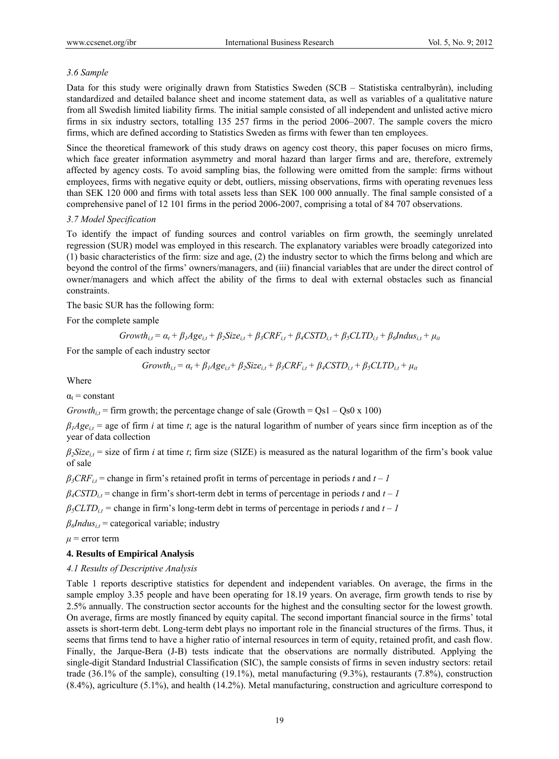### 3.6 Sample

Data for this study were originally drawn from Statistics Sweden (SCB – Statistiska centralbyrån), including standardized and detailed balance sheet and income statement data, as well as variables of a qualitative nature from all Swedish limited liability firms. The initial sample consisted of all independent and unlisted active micro firms in six industry sectors, totalling 135 257 firms in the period 2006–2007. The sample covers the micro firms, which are defined according to Statistics Sweden as firms with fewer than ten employees.

Since the theoretical framework of this study draws on agency cost theory, this paper focuses on micro firms, which face greater information asymmetry and moral hazard than larger firms and are, therefore, extremely affected by agency costs. To avoid sampling bias, the following were omitted from the sample: firms without employees, firms with negative equity or debt, outliers, missing observations, firms with operating revenues less than SEK 120 000 and firms with total assets less than SEK 100 000 annually. The final sample consisted of a comprehensive panel of 12 101 firms in the period 2006-2007, comprising a total of 84 707 observations.

### 3.7 Model Specification

To identify the impact of funding sources and control variables on firm growth, the seemingly unrelated regression (SUR) model was employed in this research. The explanatory variables were broadly categorized into (1) basic characteristics of the firm: size and age, (2) the industry sector to which the firms belong and which are beyond the control of the firms' owners/managers, and (iii) financial variables that are under the direct control of owner/managers and which affect the ability of the firms to deal with external obstacles such as financial constraints.

The basic SUR has the following form:

For the complete sample

$$Growth_{i,t} = \alpha_t + \beta_1 Age_{i,t} + \beta_2 Size_{i,t} + \beta_3 CRF_{i,t} + \beta_4 CSTD_{i,t} + \beta_5 CLTD_{i,t} + \beta_6 Indus_{i,t} + \mu_{it}$$

For the sample of each industry sector

$$Growth_{i,t} = \alpha_t + \beta_1 Age_{i,t} + \beta_2 Size_{i,t} + \beta_3 CRF_{i,t} + \beta_4 CSTD_{i,t} + \beta_5 CLTD_{i,t} + \mu_{it}$$

Where

$\alpha_t$ = constant

$Growth_{i,t}$ = firm growth; the percentage change of sale (Growth = Qs1 – Qs0 x 100)

$\beta_1 Age_{i,t}$ = age of firm *i* at time *t*; age is the natural logarithm of number of years since firm inception as of the year of data collection

$\beta_2 Size_{i,t}$ = size of firm *i* at time *t*; firm size (SIZE) is measured as the natural logarithm of the firm's book value of sale

$\beta_3 CRF_{i,t}$ = change in firm's retained profit in terms of percentage in periods *t* and *t – 1*

$\beta_4 CSTD_{i,t}$ = change in firm's short-term debt in terms of percentage in periods *t* and *t – 1*

$\beta_5 CLTD_{i,t}$ = change in firm's long-term debt in terms of percentage in periods *t* and *t – 1*

$\beta_6 Indus_{i,t}$ = categorical variable; industry

$\mu$ = error term

## 4. Results of Empirical Analysis

### 4.1 Results of Descriptive Analysis

Table 1 reports descriptive statistics for dependent and independent variables. On average, the firms in the sample employ 3.35 people and have been operating for 18.19 years. On average, firm growth tends to rise by 2.5% annually. The construction sector accounts for the highest and the consulting sector for the lowest growth. On average, firms are mostly financed by equity capital. The second important financial source in the firms' total assets is short-term debt. Long-term debt plays no important role in the financial structures of the firms. Thus, it seems that firms tend to have a higher ratio of internal resources in term of equity, retained profit, and cash flow. Finally, the Jarque-Bera (J-B) tests indicate that the observations are normally distributed. Applying the single-digit Standard Industrial Classification (SIC), the sample consists of firms in seven industry sectors: retail trade (36.1% of the sample), consulting (19.1%), metal manufacturing (9.3%), restaurants (7.8%), construction (8.4%), agriculture (5.1%), and health (14.2%). Metal manufacturing, construction and agriculture correspond to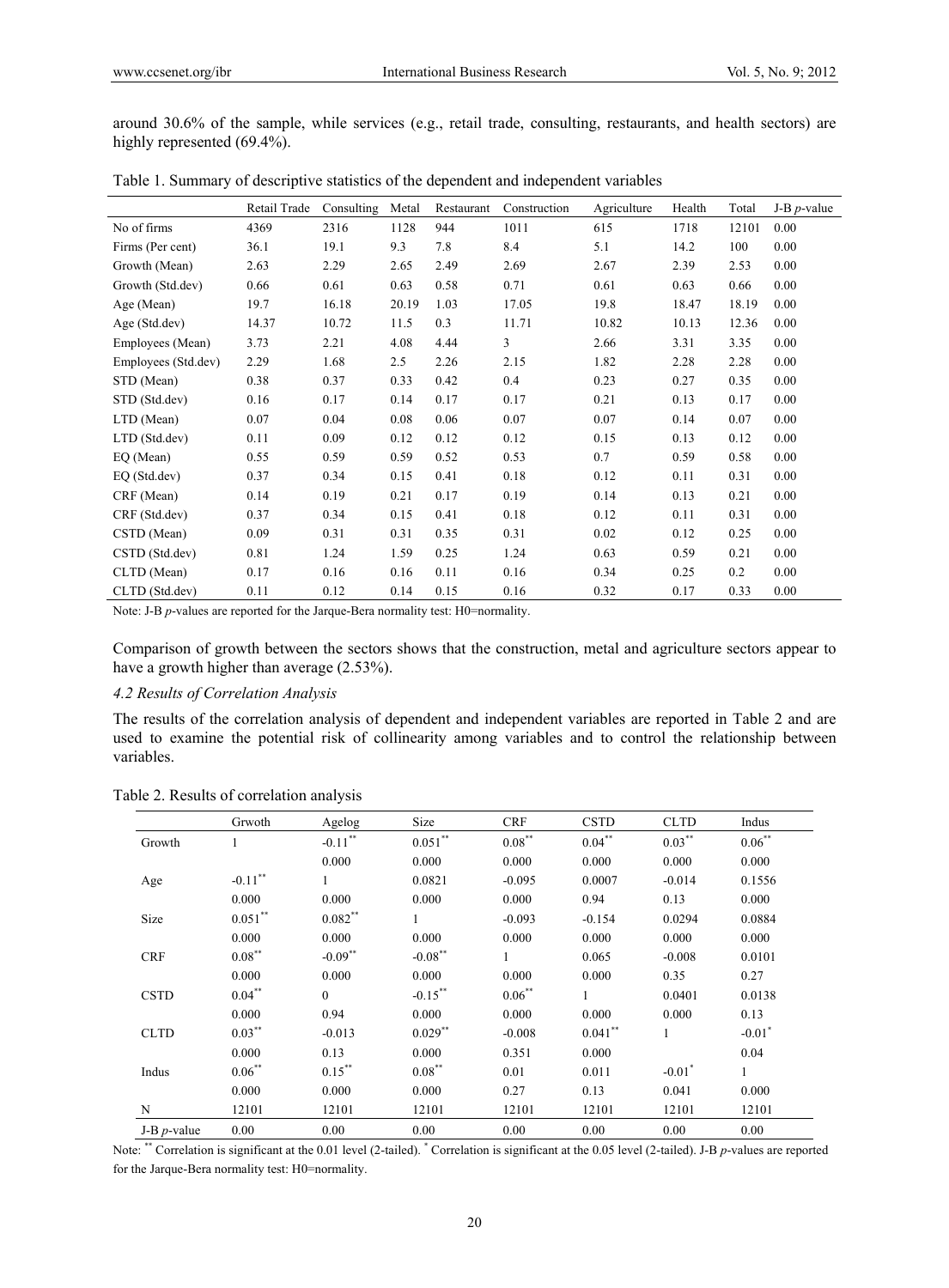around 30.6% of the sample, while services (e.g., retail trade, consulting, restaurants, and health sectors) are highly represented (69.4%).

Table 1. Summary of descriptive statistics of the dependent and independent variables

| | Retail Trade | Consulting | Metal | Restaurant | Construction | Agriculture | Health | Total | J-B *p*-value |
|---|---|---|---|---|---|---|---|---|---|
| No of firms | 4369 | 2316 | 1128 | 944 | 1011 | 615 | 1718 | 12101 | 0.00 |
| Firms (Per cent) | 36.1 | 19.1 | 9.3 | 7.8 | 8.4 | 5.1 | 14.2 | 100 | 0.00 |
| Growth (Mean) | 2.63 | 2.29 | 2.65 | 2.49 | 2.69 | 2.67 | 2.39 | 2.53 | 0.00 |
| Growth (Std.dev) | 0.66 | 0.61 | 0.63 | 0.58 | 0.71 | 0.61 | 0.63 | 0.66 | 0.00 |
| Age (Mean) | 19.7 | 16.18 | 20.19 | 1.03 | 17.05 | 19.8 | 18.47 | 18.19 | 0.00 |
| Age (Std.dev) | 14.37 | 10.72 | 11.5 | 0.3 | 11.71 | 10.82 | 10.13 | 12.36 | 0.00 |
| Employees (Mean) | 3.73 | 2.21 | 4.08 | 4.44 | 3 | 2.66 | 3.31 | 3.35 | 0.00 |
| Employees (Std.dev) | 2.29 | 1.68 | 2.5 | 2.26 | 2.15 | 1.82 | 2.28 | 2.28 | 0.00 |
| STD (Mean) | 0.38 | 0.37 | 0.33 | 0.42 | 0.4 | 0.23 | 0.27 | 0.35 | 0.00 |
| STD (Std.dev) | 0.16 | 0.17 | 0.14 | 0.17 | 0.17 | 0.21 | 0.13 | 0.17 | 0.00 |
| LTD (Mean) | 0.07 | 0.04 | 0.08 | 0.06 | 0.07 | 0.07 | 0.14 | 0.07 | 0.00 |
| LTD (Std.dev) | 0.11 | 0.09 | 0.12 | 0.12 | 0.12 | 0.15 | 0.13 | 0.12 | 0.00 |
| EQ (Mean) | 0.55 | 0.59 | 0.59 | 0.52 | 0.53 | 0.7 | 0.59 | 0.58 | 0.00 |
| EQ (Std.dev) | 0.37 | 0.34 | 0.15 | 0.41 | 0.18 | 0.12 | 0.11 | 0.31 | 0.00 |
| CRF (Mean) | 0.14 | 0.19 | 0.21 | 0.17 | 0.19 | 0.14 | 0.13 | 0.21 | 0.00 |
| CRF (Std.dev) | 0.37 | 0.34 | 0.15 | 0.41 | 0.18 | 0.12 | 0.11 | 0.31 | 0.00 |
| CSTD (Mean) | 0.09 | 0.31 | 0.31 | 0.35 | 0.31 | 0.02 | 0.12 | 0.25 | 0.00 |
| CSTD (Std.dev) | 0.81 | 1.24 | 1.59 | 0.25 | 1.24 | 0.63 | 0.59 | 0.21 | 0.00 |
| CLTD (Mean) | 0.17 | 0.16 | 0.16 | 0.11 | 0.16 | 0.34 | 0.25 | 0.2 | 0.00 |
| CLTD (Std.dev) | 0.11 | 0.12 | 0.14 | 0.15 | 0.16 | 0.32 | 0.17 | 0.33 | 0.00 |

Note: J-B *p*-values are reported for the Jarque-Bera normality test: H0=normality.

Comparison of growth between the sectors shows that the construction, metal and agriculture sectors appear to have a growth higher than average (2.53%).

#### *4.2 Results of Correlation Analysis*

The results of the correlation analysis of dependent and independent variables are reported in Table 2 and are used to examine the potential risk of collinearity among variables and to control the relationship between variables.

Table 2. Results of correlation analysis

| | Grwoth | Agelog | Size | CRF | CSTD | CLTD | Indus |
|---|---|---|---|---|---|---|---|
| Growth | 1 | -0.11** | 0.051** | 0.08** | 0.04** | 0.03** | 0.06** |
| | | 0.000 | 0.000 | 0.000 | 0.000 | 0.000 | 0.000 |
| Age | -0.11** | 1 | 0.0821 | -0.095 | 0.0007 | -0.014 | 0.1556 |
| | 0.000 | 0.000 | 0.000 | 0.000 | 0.94 | 0.13 | 0.000 |
| Size | 0.051** | 0.082** | 1 | -0.093 | -0.154 | 0.0294 | 0.0884 |
| | 0.000 | 0.000 | 0.000 | 0.000 | 0.000 | 0.000 | 0.000 |
| CRF | 0.08** | -0.09** | -0.08** | 1 | 0.065 | -0.008 | 0.0101 |
| | 0.000 | 0.000 | 0.000 | 0.000 | 0.000 | 0.35 | 0.27 |
| CSTD | 0.04** | 0 | -0.15** | 0.06** | 1 | 0.0401 | 0.0138 |
| | 0.000 | 0.94 | 0.000 | 0.000 | 0.000 | 0.000 | 0.13 |
| CLTD | 0.03** | -0.013 | 0.029** | -0.008 | 0.041** | 1 | -0.01* |
| | 0.000 | 0.13 | 0.000 | 0.351 | 0.000 | | 0.04 |
| Indus | 0.06** | 0.15** | 0.08** | 0.01 | 0.011 | -0.01* | 1 |
| | 0.000 | 0.000 | 0.000 | 0.27 | 0.13 | 0.041 | 0.000 |
| N | 12101 | 12101 | 12101 | 12101 | 12101 | 12101 | 12101 |
| J-B *p*-value | 0.00 | 0.00 | 0.00 | 0.00 | 0.00 | 0.00 | 0.00 |

Note: ** Correlation is significant at the 0.01 level (2-tailed). * Correlation is significant at the 0.05 level (2-tailed). J-B *p*-values are reported for the Jarque-Bera normality test: H0=normality.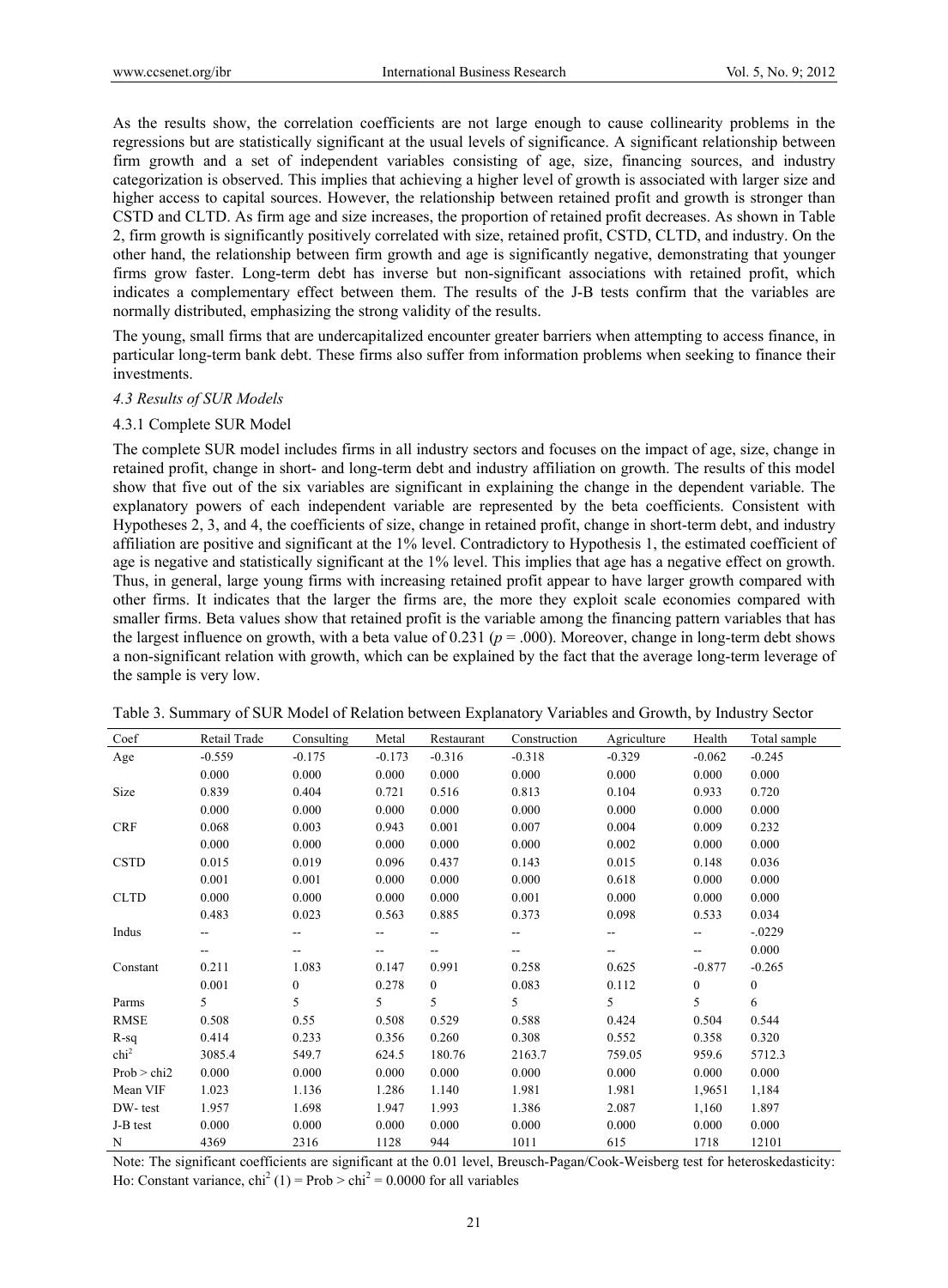As the results show, the correlation coefficients are not large enough to cause collinearity problems in the regressions but are statistically significant at the usual levels of significance. A significant relationship between firm growth and a set of independent variables consisting of age, size, financing sources, and industry categorization is observed. This implies that achieving a higher level of growth is associated with larger size and higher access to capital sources. However, the relationship between retained profit and growth is stronger than CSTD and CLTD. As firm age and size increases, the proportion of retained profit decreases. As shown in Table 2, firm growth is significantly positively correlated with size, retained profit, CSTD, CLTD, and industry. On the other hand, the relationship between firm growth and age is significantly negative, demonstrating that younger firms grow faster. Long-term debt has inverse but non-significant associations with retained profit, which indicates a complementary effect between them. The results of the J-B tests confirm that the variables are normally distributed, emphasizing the strong validity of the results.

The young, small firms that are undercapitalized encounter greater barriers when attempting to access finance, in particular long-term bank debt. These firms also suffer from information problems when seeking to finance their investments.

### *4.3 Results of SUR Models*

#### 4.3.1 Complete SUR Model

The complete SUR model includes firms in all industry sectors and focuses on the impact of age, size, change in retained profit, change in short- and long-term debt and industry affiliation on growth. The results of this model show that five out of the six variables are significant in explaining the change in the dependent variable. The explanatory powers of each independent variable are represented by the beta coefficients. Consistent with Hypotheses 2, 3, and 4, the coefficients of size, change in retained profit, change in short-term debt, and industry affiliation are positive and significant at the 1% level. Contradictory to Hypothesis 1, the estimated coefficient of age is negative and statistically significant at the 1% level. This implies that age has a negative effect on growth. Thus, in general, large young firms with increasing retained profit appear to have larger growth compared with other firms. It indicates that the larger the firms are, the more they exploit scale economies compared with smaller firms. Beta values show that retained profit is the variable among the financing pattern variables that has the largest influence on growth, with a beta value of 0.231 ($p$ = .000). Moreover, change in long-term debt shows a non-significant relation with growth, which can be explained by the fact that the average long-term leverage of the sample is very low.

Table 3. Summary of SUR Model of Relation between Explanatory Variables and Growth, by Industry Sector

| Coef | Retail Trade | Consulting | Metal | Restaurant | Construction | Agriculture | Health | Total sample |
|---|---|---|---|---|---|---|---|---|
| Age | -0.559 | -0.175 | -0.173 | -0.316 | -0.318 | -0.329 | -0.062 | -0.245 |
| | 0.000 | 0.000 | 0.000 | 0.000 | 0.000 | 0.000 | 0.000 | 0.000 |
| Size | 0.839 | 0.404 | 0.721 | 0.516 | 0.813 | 0.104 | 0.933 | 0.720 |
| | 0.000 | 0.000 | 0.000 | 0.000 | 0.000 | 0.000 | 0.000 | 0.000 |
| CRF | 0.068 | 0.003 | 0.943 | 0.001 | 0.007 | 0.004 | 0.009 | 0.232 |
| | 0.000 | 0.000 | 0.000 | 0.000 | 0.000 | 0.002 | 0.000 | 0.000 |
| CSTD | 0.015 | 0.019 | 0.096 | 0.437 | 0.143 | 0.015 | 0.148 | 0.036 |
| | 0.001 | 0.001 | 0.000 | 0.000 | 0.000 | 0.618 | 0.000 | 0.000 |
| CLTD | 0.000 | 0.000 | 0.000 | 0.000 | 0.001 | 0.000 | 0.000 | 0.000 |
| | 0.483 | 0.023 | 0.563 | 0.885 | 0.373 | 0.098 | 0.533 | 0.034 |
| Indus | -- | -- | -- | -- | -- | -- | -- | -.0229 |
| | -- | -- | -- | -- | -- | -- | -- | 0.000 |
| Constant | 0.211 | 1.083 | 0.147 | 0.991 | 0.258 | 0.625 | -0.877 | -0.265 |
| | 0.001 | 0 | 0.278 | 0 | 0.083 | 0.112 | 0 | 0 |
| Parms | 5 | 5 | 5 | 5 | 5 | 5 | 5 | 6 |
| RMSE | 0.508 | 0.55 | 0.508 | 0.529 | 0.588 | 0.424 | 0.504 | 0.544 |
| R-sq | 0.414 | 0.233 | 0.356 | 0.260 | 0.308 | 0.552 | 0.358 | 0.320 |
| $chi^2$ | 3085.4 | 549.7 | 624.5 | 180.76 | 2163.7 | 759.05 | 959.6 | 5712.3 |
| Prob > chi2 | 0.000 | 0.000 | 0.000 | 0.000 | 0.000 | 0.000 | 0.000 | 0.000 |
| Mean VIF | 1.023 | 1.136 | 1.286 | 1.140 | 1.981 | 1.981 | 1,9651 | 1,184 |
| DW- test | 1.957 | 1.698 | 1.947 | 1.993 | 1.386 | 2.087 | 1,160 | 1.897 |
| J-B test | 0.000 | 0.000 | 0.000 | 0.000 | 0.000 | 0.000 | 0.000 | 0.000 |
| N | 4369 | 2316 | 1128 | 944 | 1011 | 615 | 1718 | 12101 |

Note: The significant coefficients are significant at the 0.01 level, Breusch-Pagan/Cook-Weisberg test for heteroskedasticity: Ho: Constant variance, $chi^2$ (1) = Prob > $chi^2$ = 0.0000 for all variables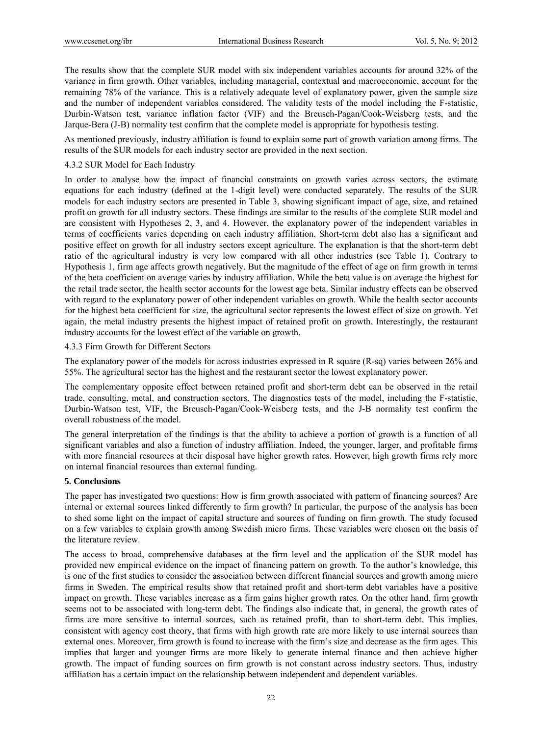The results show that the complete SUR model with six independent variables accounts for around 32% of the variance in firm growth. Other variables, including managerial, contextual and macroeconomic, account for the remaining 78% of the variance. This is a relatively adequate level of explanatory power, given the sample size and the number of independent variables considered. The validity tests of the model including the F-statistic, Durbin-Watson test, variance inflation factor (VIF) and the Breusch-Pagan/Cook-Weisberg tests, and the Jarque-Bera (J-B) normality test confirm that the complete model is appropriate for hypothesis testing.

As mentioned previously, industry affiliation is found to explain some part of growth variation among firms. The results of the SUR models for each industry sector are provided in the next section.

#### 4.3.2 SUR Model for Each Industry

In order to analyse how the impact of financial constraints on growth varies across sectors, the estimate equations for each industry (defined at the 1-digit level) were conducted separately. The results of the SUR models for each industry sectors are presented in Table 3, showing significant impact of age, size, and retained profit on growth for all industry sectors. These findings are similar to the results of the complete SUR model and are consistent with Hypotheses 2, 3, and 4. However, the explanatory power of the independent variables in terms of coefficients varies depending on each industry affiliation. Short-term debt also has a significant and positive effect on growth for all industry sectors except agriculture. The explanation is that the short-term debt ratio of the agricultural industry is very low compared with all other industries (see Table 1). Contrary to Hypothesis 1, firm age affects growth negatively. But the magnitude of the effect of age on firm growth in terms of the beta coefficient on average varies by industry affiliation. While the beta value is on average the highest for the retail trade sector, the health sector accounts for the lowest age beta. Similar industry effects can be observed with regard to the explanatory power of other independent variables on growth. While the health sector accounts for the highest beta coefficient for size, the agricultural sector represents the lowest effect of size on growth. Yet again, the metal industry presents the highest impact of retained profit on growth. Interestingly, the restaurant industry accounts for the lowest effect of the variable on growth.

#### 4.3.3 Firm Growth for Different Sectors

The explanatory power of the models for across industries expressed in R square (R-sq) varies between 26% and 55%. The agricultural sector has the highest and the restaurant sector the lowest explanatory power.

The complementary opposite effect between retained profit and short-term debt can be observed in the retail trade, consulting, metal, and construction sectors. The diagnostics tests of the model, including the F-statistic, Durbin-Watson test, VIF, the Breusch-Pagan/Cook-Weisberg tests, and the J-B normality test confirm the overall robustness of the model.

The general interpretation of the findings is that the ability to achieve a portion of growth is a function of all significant variables and also a function of industry affiliation. Indeed, the younger, larger, and profitable firms with more financial resources at their disposal have higher growth rates. However, high growth firms rely more on internal financial resources than external funding.

## 5. Conclusions

The paper has investigated two questions: How is firm growth associated with pattern of financing sources? Are internal or external sources linked differently to firm growth? In particular, the purpose of the analysis has been to shed some light on the impact of capital structure and sources of funding on firm growth. The study focused on a few variables to explain growth among Swedish micro firms. These variables were chosen on the basis of the literature review.

The access to broad, comprehensive databases at the firm level and the application of the SUR model has provided new empirical evidence on the impact of financing pattern on growth. To the author's knowledge, this is one of the first studies to consider the association between different financial sources and growth among micro firms in Sweden. The empirical results show that retained profit and short-term debt variables have a positive impact on growth. These variables increase as a firm gains higher growth rates. On the other hand, firm growth seems not to be associated with long-term debt. The findings also indicate that, in general, the growth rates of firms are more sensitive to internal sources, such as retained profit, than to short-term debt. This implies, consistent with agency cost theory, that firms with high growth rate are more likely to use internal sources than external ones. Moreover, firm growth is found to increase with the firm's size and decrease as the firm ages. This implies that larger and younger firms are more likely to generate internal finance and then achieve higher growth. The impact of funding sources on firm growth is not constant across industry sectors. Thus, industry affiliation has a certain impact on the relationship between independent and dependent variables.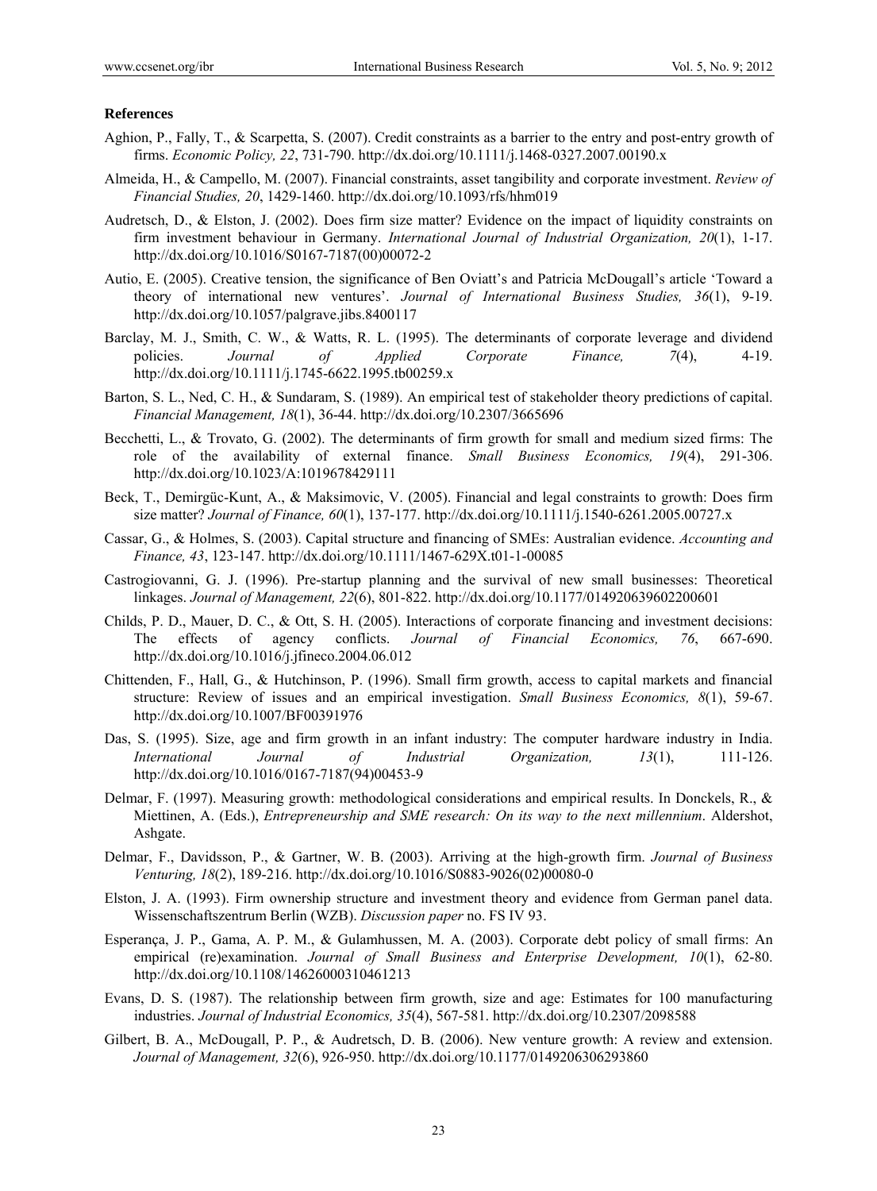**References**

Aghion, P., Fally, T., & Scarpetta, S. (2007). Credit constraints as a barrier to the entry and post-entry growth of firms. *Economic Policy, 22*, 731-790. http://dx.doi.org/10.1111/j.1468-0327.2007.00190.x

Almeida, H., & Campello, M. (2007). Financial constraints, asset tangibility and corporate investment. *Review of Financial Studies, 20*, 1429-1460. http://dx.doi.org/10.1093/rfs/hhm019

Audretsch, D., & Elston, J. (2002). Does firm size matter? Evidence on the impact of liquidity constraints on firm investment behaviour in Germany. *International Journal of Industrial Organization, 20*(1), 1-17. http://dx.doi.org/10.1016/S0167-7187(00)00072-2

Autio, E. (2005). Creative tension, the significance of Ben Oviatt's and Patricia McDougall's article 'Toward a theory of international new ventures'. *Journal of International Business Studies, 36*(1), 9-19. http://dx.doi.org/10.1057/palgrave.jibs.8400117

Barclay, M. J., Smith, C. W., & Watts, R. L. (1995). The determinants of corporate leverage and dividend policies. *Journal of Applied Corporate Finance, 7*(4), 4-19. http://dx.doi.org/10.1111/j.1745-6622.1995.tb00259.x

Barton, S. L., Ned, C. H., & Sundaram, S. (1989). An empirical test of stakeholder theory predictions of capital. *Financial Management, 18*(1), 36-44. http://dx.doi.org/10.2307/3665696

Becchetti, L., & Trovato, G. (2002). The determinants of firm growth for small and medium sized firms: The role of the availability of external finance. *Small Business Economics, 19*(4), 291-306. http://dx.doi.org/10.1023/A:1019678429111

Beck, T., Demirgüc-Kunt, A., & Maksimovic, V. (2005). Financial and legal constraints to growth: Does firm size matter? *Journal of Finance, 60*(1), 137-177. http://dx.doi.org/10.1111/j.1540-6261.2005.00727.x

Cassar, G., & Holmes, S. (2003). Capital structure and financing of SMEs: Australian evidence. *Accounting and Finance, 43*, 123-147. http://dx.doi.org/10.1111/1467-629X.t01-1-00085

Castrogiovanni, G. J. (1996). Pre-startup planning and the survival of new small businesses: Theoretical linkages. *Journal of Management, 22*(6), 801-822. http://dx.doi.org/10.1177/014920639602200601

Childs, P. D., Mauer, D. C., & Ott, S. H. (2005). Interactions of corporate financing and investment decisions: The effects of agency conflicts. *Journal of Financial Economics, 76*, 667-690. http://dx.doi.org/10.1016/j.jfineco.2004.06.012

Chittenden, F., Hall, G., & Hutchinson, P. (1996). Small firm growth, access to capital markets and financial structure: Review of issues and an empirical investigation. *Small Business Economics, 8*(1), 59-67. http://dx.doi.org/10.1007/BF00391976

Das, S. (1995). Size, age and firm growth in an infant industry: The computer hardware industry in India. *International Journal of Industrial Organization, 13*(1), 111-126. http://dx.doi.org/10.1016/0167-7187(94)00453-9

Delmar, F. (1997). Measuring growth: methodological considerations and empirical results. In Donckels, R., & Miettinen, A. (Eds.), *Entrepreneurship and SME research: On its way to the next millennium*. Aldershot, Ashgate.

Delmar, F., Davidsson, P., & Gartner, W. B. (2003). Arriving at the high-growth firm. *Journal of Business Venturing, 18*(2), 189-216. http://dx.doi.org/10.1016/S0883-9026(02)00080-0

Elston, J. A. (1993). Firm ownership structure and investment theory and evidence from German panel data. Wissenschaftszentrum Berlin (WZB). *Discussion paper* no. FS IV 93.

Esperança, J. P., Gama, A. P. M., & Gulamhussen, M. A. (2003). Corporate debt policy of small firms: An empirical (re)examination. *Journal of Small Business and Enterprise Development, 10*(1), 62-80. http://dx.doi.org/10.1108/14626000310461213

Evans, D. S. (1987). The relationship between firm growth, size and age: Estimates for 100 manufacturing industries. *Journal of Industrial Economics, 35*(4), 567-581. http://dx.doi.org/10.2307/2098588

Gilbert, B. A., McDougall, P. P., & Audretsch, D. B. (2006). New venture growth: A review and extension. *Journal of Management, 32*(6), 926-950. http://dx.doi.org/10.1177/0149206306293860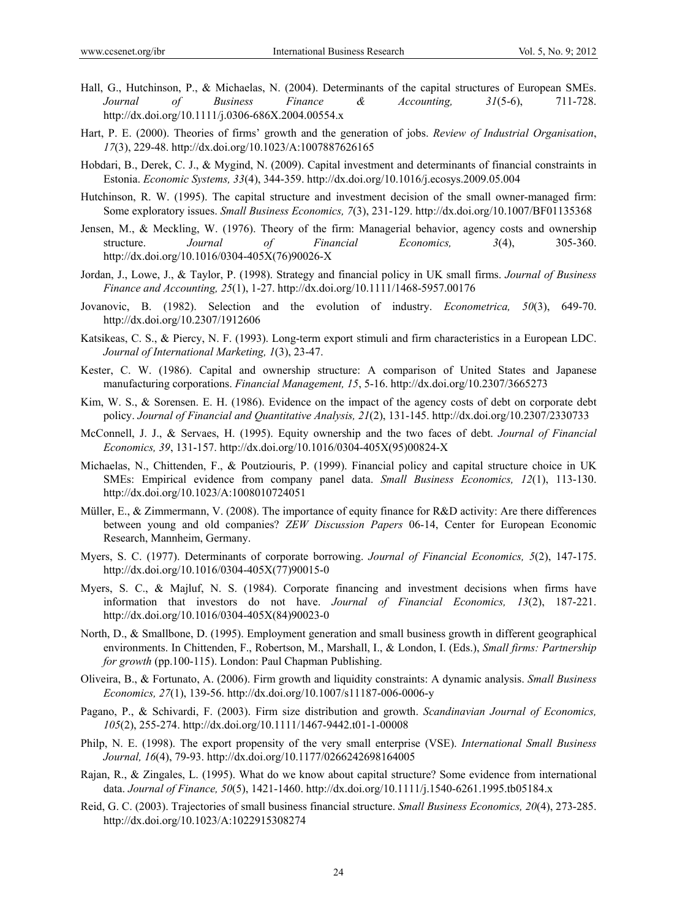Hall, G., Hutchinson, P., & Michaelas, N. (2004). Determinants of the capital structures of European SMEs. *Journal of Business Finance & Accounting, 31*(5-6), 711-728. http://dx.doi.org/10.1111/j.0306-686X.2004.00554.x

Hart, P. E. (2000). Theories of firms' growth and the generation of jobs. *Review of Industrial Organisation*, *17*(3), 229-48. http://dx.doi.org/10.1023/A:1007887626165

Hobdari, B., Derek, C. J., & Mygind, N. (2009). Capital investment and determinants of financial constraints in Estonia. *Economic Systems, 33*(4), 344-359. http://dx.doi.org/10.1016/j.ecosys.2009.05.004

Hutchinson, R. W. (1995). The capital structure and investment decision of the small owner-managed firm: Some exploratory issues. *Small Business Economics, 7*(3), 231-129. http://dx.doi.org/10.1007/BF01135368

Jensen, M., & Meckling, W. (1976). Theory of the firm: Managerial behavior, agency costs and ownership structure. *Journal of Financial Economics, 3*(4), 305-360. http://dx.doi.org/10.1016/0304-405X(76)90026-X

Jordan, J., Lowe, J., & Taylor, P. (1998). Strategy and financial policy in UK small firms. *Journal of Business Finance and Accounting, 25*(1), 1-27. http://dx.doi.org/10.1111/1468-5957.00176

Jovanovic, B. (1982). Selection and the evolution of industry. *Econometrica, 50*(3), 649-70. http://dx.doi.org/10.2307/1912606

Katsikeas, C. S., & Piercy, N. F. (1993). Long-term export stimuli and firm characteristics in a European LDC. *Journal of International Marketing, 1*(3), 23-47.

Kester, C. W. (1986). Capital and ownership structure: A comparison of United States and Japanese manufacturing corporations. *Financial Management, 15*, 5-16. http://dx.doi.org/10.2307/3665273

Kim, W. S., & Sorensen. E. H. (1986). Evidence on the impact of the agency costs of debt on corporate debt policy. *Journal of Financial and Quantitative Analysis, 21*(2), 131-145. http://dx.doi.org/10.2307/2330733

McConnell, J. J., & Servaes, H. (1995). Equity ownership and the two faces of debt. *Journal of Financial Economics, 39*, 131-157. http://dx.doi.org/10.1016/0304-405X(95)00824-X

Michaelas, N., Chittenden, F., & Poutziouris, P. (1999). Financial policy and capital structure choice in UK SMEs: Empirical evidence from company panel data. *Small Business Economics, 12*(1), 113-130. http://dx.doi.org/10.1023/A:1008010724051

Müller, E., & Zimmermann, V. (2008). The importance of equity finance for R&D activity: Are there differences between young and old companies? *ZEW Discussion Papers* 06-14, Center for European Economic Research, Mannheim, Germany.

Myers, S. C. (1977). Determinants of corporate borrowing. *Journal of Financial Economics, 5*(2), 147-175. http://dx.doi.org/10.1016/0304-405X(77)90015-0

Myers, S. C., & Majluf, N. S. (1984). Corporate financing and investment decisions when firms have information that investors do not have. *Journal of Financial Economics, 13*(2), 187-221. http://dx.doi.org/10.1016/0304-405X(84)90023-0

North, D., & Smallbone, D. (1995). Employment generation and small business growth in different geographical environments. In Chittenden, F., Robertson, M., Marshall, I., & London, I. (Eds.), *Small firms: Partnership for growth* (pp.100-115). London: Paul Chapman Publishing.

Oliveira, B., & Fortunato, A. (2006). Firm growth and liquidity constraints: A dynamic analysis. *Small Business Economics, 27*(1), 139-56. http://dx.doi.org/10.1007/s11187-006-0006-y

Pagano, P., & Schivardi, F. (2003). Firm size distribution and growth. *Scandinavian Journal of Economics, 105*(2), 255-274. http://dx.doi.org/10.1111/1467-9442.t01-1-00008

Philp, N. E. (1998). The export propensity of the very small enterprise (VSE). *International Small Business Journal, 16*(4), 79-93. http://dx.doi.org/10.1177/0266242698164005

Rajan, R., & Zingales, L. (1995). What do we know about capital structure? Some evidence from international data. *Journal of Finance, 50*(5), 1421-1460. http://dx.doi.org/10.1111/j.1540-6261.1995.tb05184.x

Reid, G. C. (2003). Trajectories of small business financial structure. *Small Business Economics, 20*(4), 273-285. http://dx.doi.org/10.1023/A:1022915308274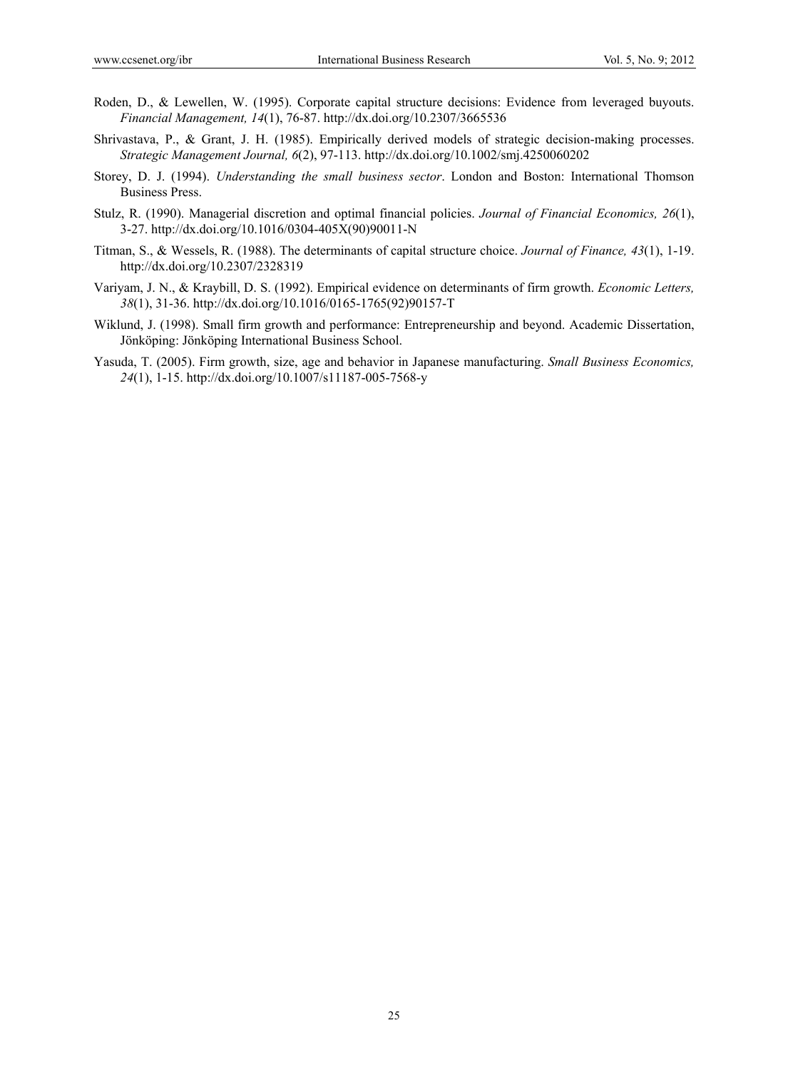Roden, D., & Lewellen, W. (1995). Corporate capital structure decisions: Evidence from leveraged buyouts. *Financial Management, 14*(1), 76-87. http://dx.doi.org/10.2307/3665536

Shrivastava, P., & Grant, J. H. (1985). Empirically derived models of strategic decision-making processes. *Strategic Management Journal, 6*(2), 97-113. http://dx.doi.org/10.1002/smj.4250060202

Storey, D. J. (1994). *Understanding the small business sector*. London and Boston: International Thomson Business Press.

Stulz, R. (1990). Managerial discretion and optimal financial policies. *Journal of Financial Economics, 26*(1), 3-27. http://dx.doi.org/10.1016/0304-405X(90)90011-N

Titman, S., & Wessels, R. (1988). The determinants of capital structure choice. *Journal of Finance, 43*(1), 1-19. http://dx.doi.org/10.2307/2328319

Variyam, J. N., & Kraybill, D. S. (1992). Empirical evidence on determinants of firm growth. *Economic Letters, 38*(1), 31-36. http://dx.doi.org/10.1016/0165-1765(92)90157-T

Wiklund, J. (1998). Small firm growth and performance: Entrepreneurship and beyond. Academic Dissertation, Jönköping: Jönköping International Business School.

Yasuda, T. (2005). Firm growth, size, age and behavior in Japanese manufacturing. *Small Business Economics, 24*(1), 1-15. http://dx.doi.org/10.1007/s11187-005-7568-y